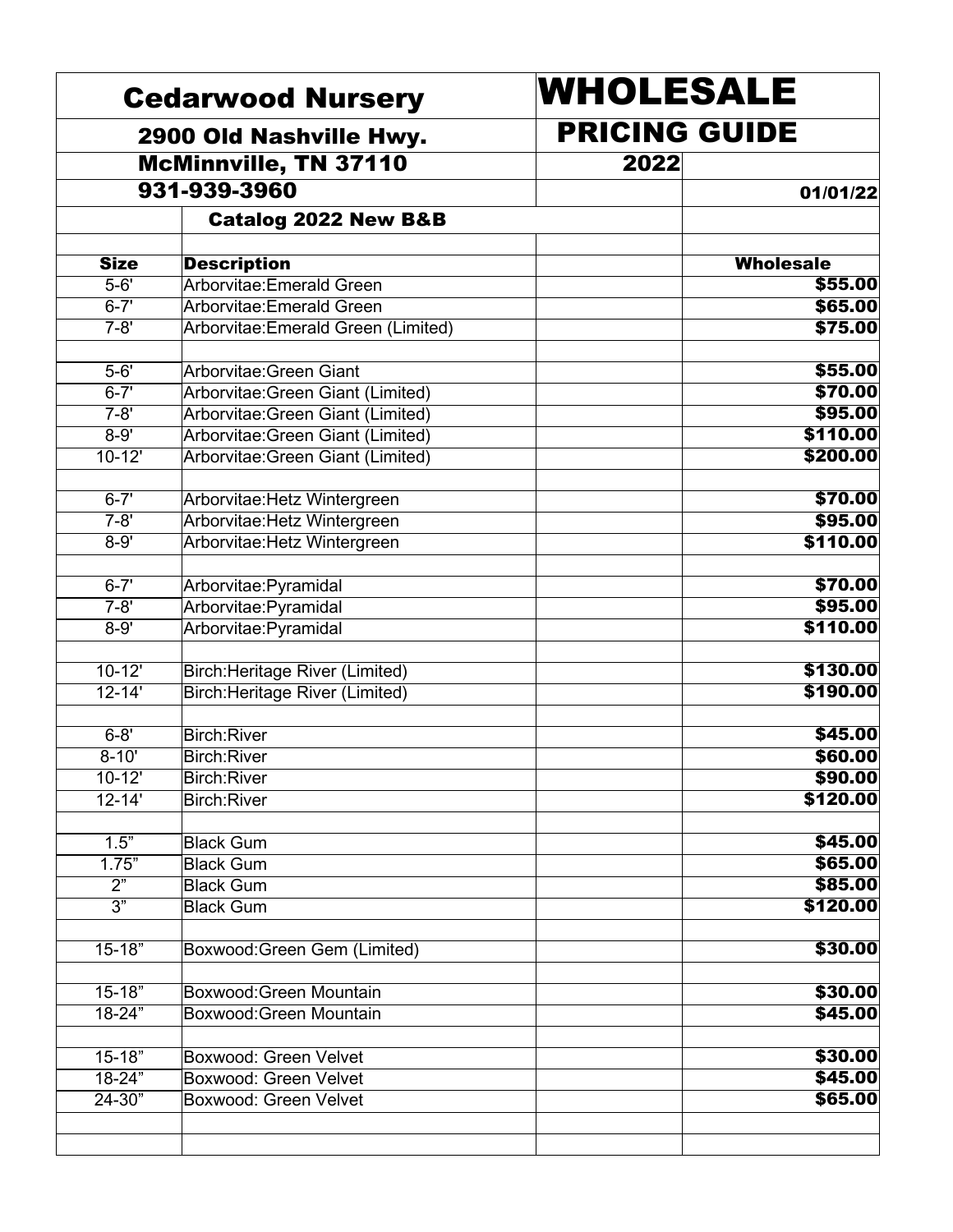# Cedarwood Nursery

**WHOLESALE PRICING GUIDE 2022**

2900 Old Nashville Hwy.
McMinnville, TN 37110
931-939-3960

01/01/22

## Catalog 2022 New B&B

| Size | Description | | Wholesale |
|---|---|---|---|
| 5-6' | Arborvitae:Emerald Green | | $55.00 |
| 6-7' | Arborvitae:Emerald Green | | $65.00 |
| 7-8' | Arborvitae:Emerald Green (Limited) | | $75.00 |
| | | | |
| 5-6' | Arborvitae:Green Giant | | $55.00 |
| 6-7' | Arborvitae:Green Giant (Limited) | | $70.00 |
| 7-8' | Arborvitae:Green Giant (Limited) | | $95.00 |
| 8-9' | Arborvitae:Green Giant (Limited) | | $110.00 |
| 10-12' | Arborvitae:Green Giant (Limited) | | $200.00 |
| | | | |
| 6-7' | Arborvitae:Hetz Wintergreen | | $70.00 |
| 7-8' | Arborvitae:Hetz Wintergreen | | $95.00 |
| 8-9' | Arborvitae:Hetz Wintergreen | | $110.00 |
| | | | |
| 6-7' | Arborvitae:Pyramidal | | $70.00 |
| 7-8' | Arborvitae:Pyramidal | | $95.00 |
| 8-9' | Arborvitae:Pyramidal | | $110.00 |
| | | | |
| 10-12' | Birch:Heritage River (Limited) | | $130.00 |
| 12-14' | Birch:Heritage River (Limited) | | $190.00 |
| | | | |
| 6-8' | Birch:River | | $45.00 |
| 8-10' | Birch:River | | $60.00 |
| 10-12' | Birch:River | | $90.00 |
| 12-14' | Birch:River | | $120.00 |
| | | | |
| 1.5" | Black Gum | | $45.00 |
| 1.75" | Black Gum | | $65.00 |
| 2" | Black Gum | | $85.00 |
| 3" | Black Gum | | $120.00 |
| | | | |
| 15-18" | Boxwood:Green Gem (Limited) | | $30.00 |
| | | | |
| 15-18" | Boxwood:Green Mountain | | $30.00 |
| 18-24" | Boxwood:Green Mountain | | $45.00 |
| | | | |
| 15-18" | Boxwood: Green Velvet | | $30.00 |
| 18-24" | Boxwood: Green Velvet | | $45.00 |
| 24-30" | Boxwood: Green Velvet | | $65.00 |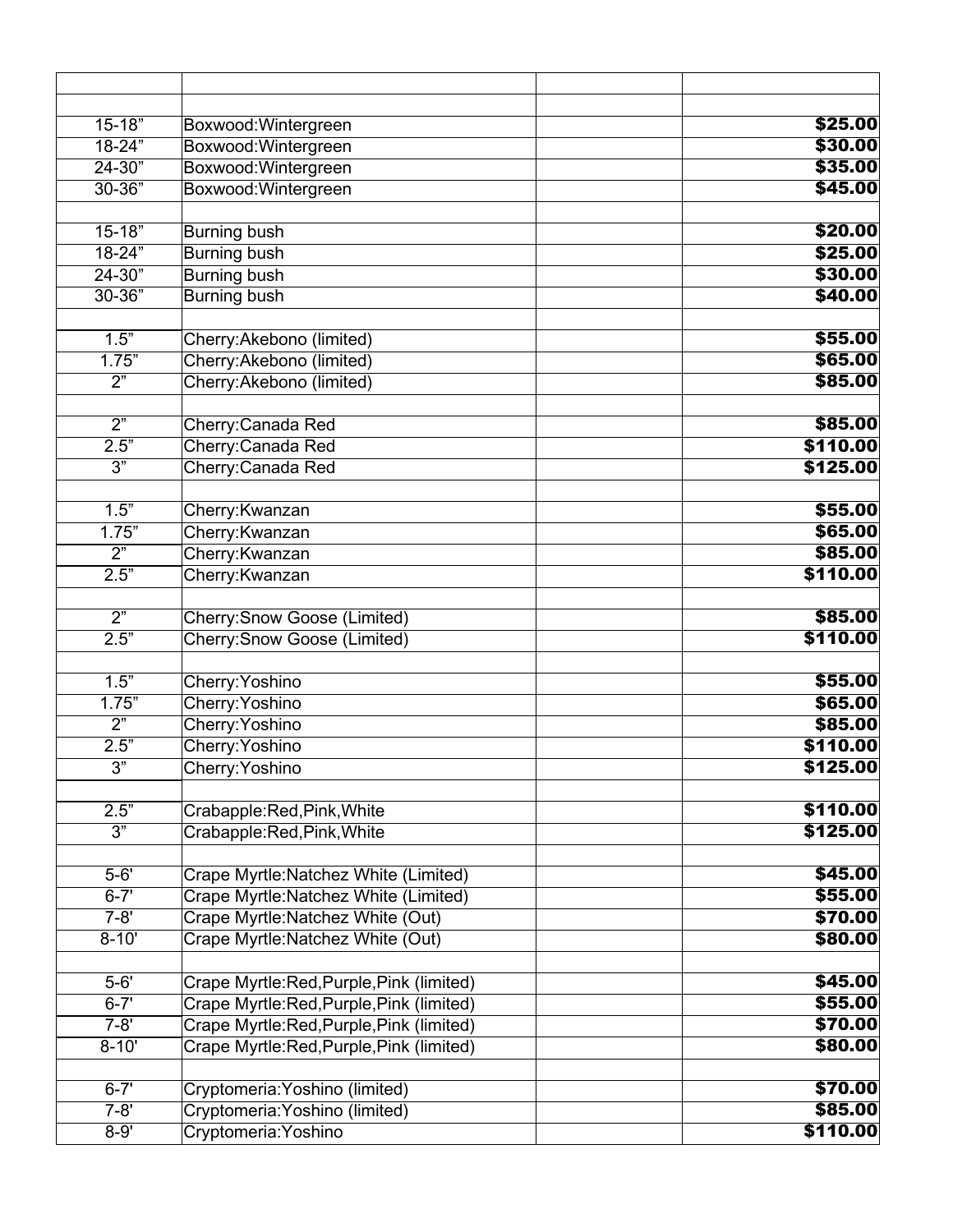| | | | |
|---|---|---|---|
| | | | |
| 15-18” | Boxwood:Wintergreen | | **$25.00** |
| 18-24” | Boxwood:Wintergreen | | **$30.00** |
| 24-30” | Boxwood:Wintergreen | | **$35.00** |
| 30-36” | Boxwood:Wintergreen | | **$45.00** |
| | | | |
| 15-18” | Burning bush | | **$20.00** |
| 18-24” | Burning bush | | **$25.00** |
| 24-30” | Burning bush | | **$30.00** |
| 30-36” | Burning bush | | **$40.00** |
| | | | |
| 1.5” | Cherry:Akebono (limited) | | **$55.00** |
| 1.75” | Cherry:Akebono (limited) | | **$65.00** |
| 2” | Cherry:Akebono (limited) | | **$85.00** |
| | | | |
| 2” | Cherry:Canada Red | | **$85.00** |
| 2.5” | Cherry:Canada Red | | **$110.00** |
| 3” | Cherry:Canada Red | | **$125.00** |
| | | | |
| 1.5” | Cherry:Kwanzan | | **$55.00** |
| 1.75” | Cherry:Kwanzan | | **$65.00** |
| 2” | Cherry:Kwanzan | | **$85.00** |
| 2.5” | Cherry:Kwanzan | | **$110.00** |
| | | | |
| 2” | Cherry:Snow Goose (Limited) | | **$85.00** |
| 2.5” | Cherry:Snow Goose (Limited) | | **$110.00** |
| | | | |
| 1.5” | Cherry:Yoshino | | **$55.00** |
| 1.75” | Cherry:Yoshino | | **$65.00** |
| 2” | Cherry:Yoshino | | **$85.00** |
| 2.5” | Cherry:Yoshino | | **$110.00** |
| 3” | Cherry:Yoshino | | **$125.00** |
| | | | |
| 2.5” | Crabapple:Red,Pink,White | | **$110.00** |
| 3” | Crabapple:Red,Pink,White | | **$125.00** |
| | | | |
| 5-6' | Crape Myrtle:Natchez White (Limited) | | **$45.00** |
| 6-7' | Crape Myrtle:Natchez White (Limited) | | **$55.00** |
| 7-8' | Crape Myrtle:Natchez White (Out) | | **$70.00** |
| 8-10' | Crape Myrtle:Natchez White (Out) | | **$80.00** |
| | | | |
| 5-6' | Crape Myrtle:Red,Purple,Pink (limited) | | **$45.00** |
| 6-7' | Crape Myrtle:Red,Purple,Pink (limited) | | **$55.00** |
| 7-8' | Crape Myrtle:Red,Purple,Pink (limited) | | **$70.00** |
| 8-10' | Crape Myrtle:Red,Purple,Pink (limited) | | **$80.00** |
| | | | |
| 6-7' | Cryptomeria:Yoshino (limited) | | **$70.00** |
| 7-8' | Cryptomeria:Yoshino (limited) | | **$85.00** |
| 8-9' | Cryptomeria:Yoshino | | **$110.00** |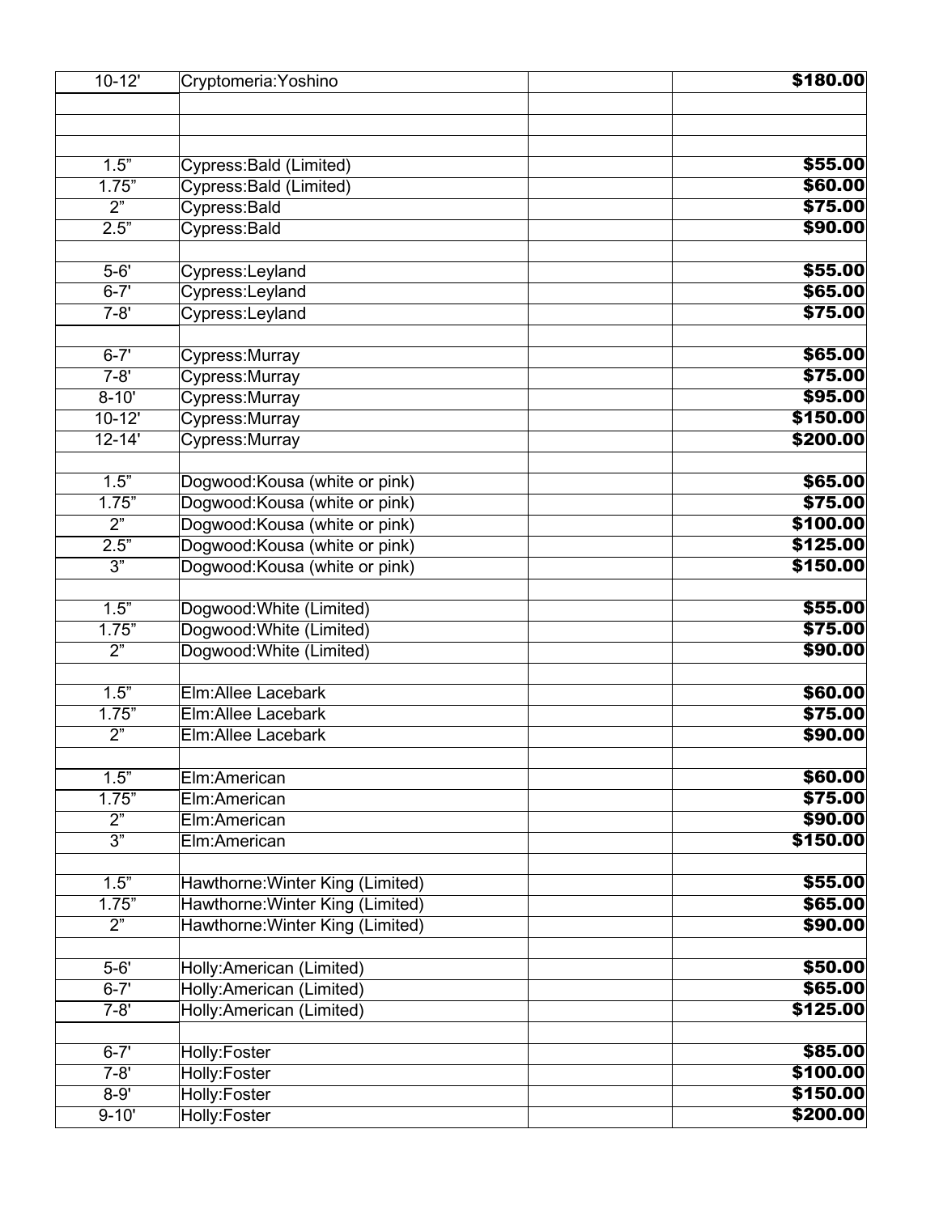| | | | |
|---|---|---|---|
| 10-12' | Cryptomeria:Yoshino | | $180.00 |
| | | | |
| | | | |
| | | | |
| 1.5” | Cypress:Bald (Limited) | | $55.00 |
| 1.75” | Cypress:Bald (Limited) | | $60.00 |
| 2” | Cypress:Bald | | $75.00 |
| 2.5” | Cypress:Bald | | $90.00 |
| | | | |
| 5-6' | Cypress:Leyland | | $55.00 |
| 6-7' | Cypress:Leyland | | $65.00 |
| 7-8' | Cypress:Leyland | | $75.00 |
| | | | |
| 6-7' | Cypress:Murray | | $65.00 |
| 7-8' | Cypress:Murray | | $75.00 |
| 8-10' | Cypress:Murray | | $95.00 |
| 10-12' | Cypress:Murray | | $150.00 |
| 12-14' | Cypress:Murray | | $200.00 |
| | | | |
| 1.5” | Dogwood:Kousa (white or pink) | | $65.00 |
| 1.75” | Dogwood:Kousa (white or pink) | | $75.00 |
| 2” | Dogwood:Kousa (white or pink) | | $100.00 |
| 2.5” | Dogwood:Kousa (white or pink) | | $125.00 |
| 3” | Dogwood:Kousa (white or pink) | | $150.00 |
| | | | |
| 1.5” | Dogwood:White (Limited) | | $55.00 |
| 1.75” | Dogwood:White (Limited) | | $75.00 |
| 2” | Dogwood:White (Limited) | | $90.00 |
| | | | |
| 1.5” | Elm:Allee Lacebark | | $60.00 |
| 1.75” | Elm:Allee Lacebark | | $75.00 |
| 2” | Elm:Allee Lacebark | | $90.00 |
| | | | |
| 1.5” | Elm:American | | $60.00 |
| 1.75” | Elm:American | | $75.00 |
| 2” | Elm:American | | $90.00 |
| 3” | Elm:American | | $150.00 |
| | | | |
| 1.5” | Hawthorne:Winter King (Limited) | | $55.00 |
| 1.75” | Hawthorne:Winter King (Limited) | | $65.00 |
| 2” | Hawthorne:Winter King (Limited) | | $90.00 |
| | | | |
| 5-6' | Holly:American (Limited) | | $50.00 |
| 6-7' | Holly:American (Limited) | | $65.00 |
| 7-8' | Holly:American (Limited) | | $125.00 |
| | | | |
| 6-7' | Holly:Foster | | $85.00 |
| 7-8' | Holly:Foster | | $100.00 |
| 8-9' | Holly:Foster | | $150.00 |
| 9-10' | Holly:Foster | | $200.00 |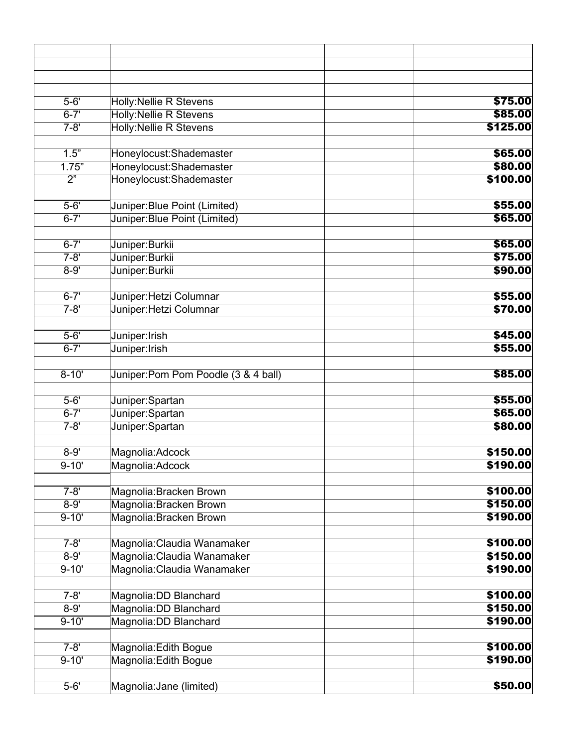| | | | |
|---|---|---|---|
| | | | |
| | | | |
| | | | |
| 5-6' | Holly:Nellie R Stevens | | **$75.00** |
| 6-7' | Holly:Nellie R Stevens | | **$85.00** |
| 7-8' | Holly:Nellie R Stevens | | **$125.00** |
| | | | |
| 1.5” | Honeylocust:Shademaster | | **$65.00** |
| 1.75” | Honeylocust:Shademaster | | **$80.00** |
| 2” | Honeylocust:Shademaster | | **$100.00** |
| | | | |
| 5-6' | Juniper:Blue Point (Limited) | | **$55.00** |
| 6-7' | Juniper:Blue Point (Limited) | | **$65.00** |
| | | | |
| 6-7' | Juniper:Burkii | | **$65.00** |
| 7-8' | Juniper:Burkii | | **$75.00** |
| 8-9' | Juniper:Burkii | | **$90.00** |
| | | | |
| 6-7' | Juniper:Hetzi Columnar | | **$55.00** |
| 7-8' | Juniper:Hetzi Columnar | | **$70.00** |
| | | | |
| 5-6' | Juniper:Irish | | **$45.00** |
| 6-7' | Juniper:Irish | | **$55.00** |
| | | | |
| 8-10' | Juniper:Pom Pom Poodle (3 & 4 ball) | | **$85.00** |
| | | | |
| 5-6' | Juniper:Spartan | | **$55.00** |
| 6-7' | Juniper:Spartan | | **$65.00** |
| 7-8' | Juniper:Spartan | | **$80.00** |
| | | | |
| 8-9' | Magnolia:Adcock | | **$150.00** |
| 9-10' | Magnolia:Adcock | | **$190.00** |
| | | | |
| 7-8' | Magnolia:Bracken Brown | | **$100.00** |
| 8-9' | Magnolia:Bracken Brown | | **$150.00** |
| 9-10' | Magnolia:Bracken Brown | | **$190.00** |
| | | | |
| 7-8' | Magnolia:Claudia Wanamaker | | **$100.00** |
| 8-9' | Magnolia:Claudia Wanamaker | | **$150.00** |
| 9-10' | Magnolia:Claudia Wanamaker | | **$190.00** |
| | | | |
| 7-8' | Magnolia:DD Blanchard | | **$100.00** |
| 8-9' | Magnolia:DD Blanchard | | **$150.00** |
| 9-10' | Magnolia:DD Blanchard | | **$190.00** |
| | | | |
| 7-8' | Magnolia:Edith Bogue | | **$100.00** |
| 9-10' | Magnolia:Edith Bogue | | **$190.00** |
| | | | |
| 5-6' | Magnolia:Jane (limited) | | **$50.00** |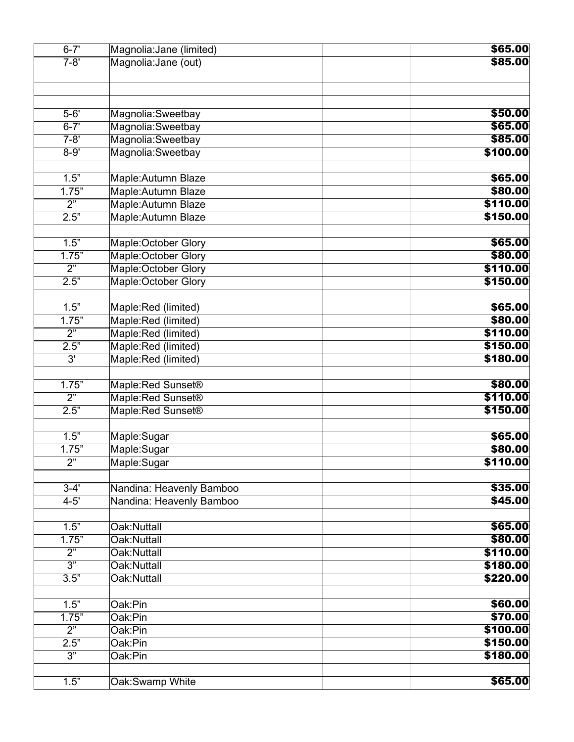| | | | |
|---|---|---|---|
| 6-7' | Magnolia:Jane (limited) | | **$65.00** |
| 7-8' | Magnolia:Jane (out) | | **$85.00** |
| | | | |
| | | | |
| | | | |
| 5-6' | Magnolia:Sweetbay | | **$50.00** |
| 6-7' | Magnolia:Sweetbay | | **$65.00** |
| 7-8' | Magnolia:Sweetbay | | **$85.00** |
| 8-9' | Magnolia:Sweetbay | | **$100.00** |
| | | | |
| 1.5" | Maple:Autumn Blaze | | **$65.00** |
| 1.75" | Maple:Autumn Blaze | | **$80.00** |
| 2" | Maple:Autumn Blaze | | **$110.00** |
| 2.5" | Maple:Autumn Blaze | | **$150.00** |
| | | | |
| 1.5" | Maple:October Glory | | **$65.00** |
| 1.75" | Maple:October Glory | | **$80.00** |
| 2" | Maple:October Glory | | **$110.00** |
| 2.5" | Maple:October Glory | | **$150.00** |
| | | | |
| 1.5" | Maple:Red (limited) | | **$65.00** |
| 1.75" | Maple:Red (limited) | | **$80.00** |
| 2" | Maple:Red (limited) | | **$110.00** |
| 2.5" | Maple:Red (limited) | | **$150.00** |
| 3' | Maple:Red (limited) | | **$180.00** |
| | | | |
| 1.75" | Maple:Red Sunset® | | **$80.00** |
| 2" | Maple:Red Sunset® | | **$110.00** |
| 2.5" | Maple:Red Sunset® | | **$150.00** |
| | | | |
| 1.5" | Maple:Sugar | | **$65.00** |
| 1.75" | Maple:Sugar | | **$80.00** |
| 2" | Maple:Sugar | | **$110.00** |
| | | | |
| 3-4' | Nandina: Heavenly Bamboo | | **$35.00** |
| 4-5' | Nandina: Heavenly Bamboo | | **$45.00** |
| | | | |
| 1.5" | Oak:Nuttall | | **$65.00** |
| 1.75" | Oak:Nuttall | | **$80.00** |
| 2" | Oak:Nuttall | | **$110.00** |
| 3" | Oak:Nuttall | | **$180.00** |
| 3.5" | Oak:Nuttall | | **$220.00** |
| | | | |
| 1.5" | Oak:Pin | | **$60.00** |
| 1.75" | Oak:Pin | | **$70.00** |
| 2" | Oak:Pin | | **$100.00** |
| 2.5" | Oak:Pin | | **$150.00** |
| 3" | Oak:Pin | | **$180.00** |
| | | | |
| 1.5" | Oak:Swamp White | | **$65.00** |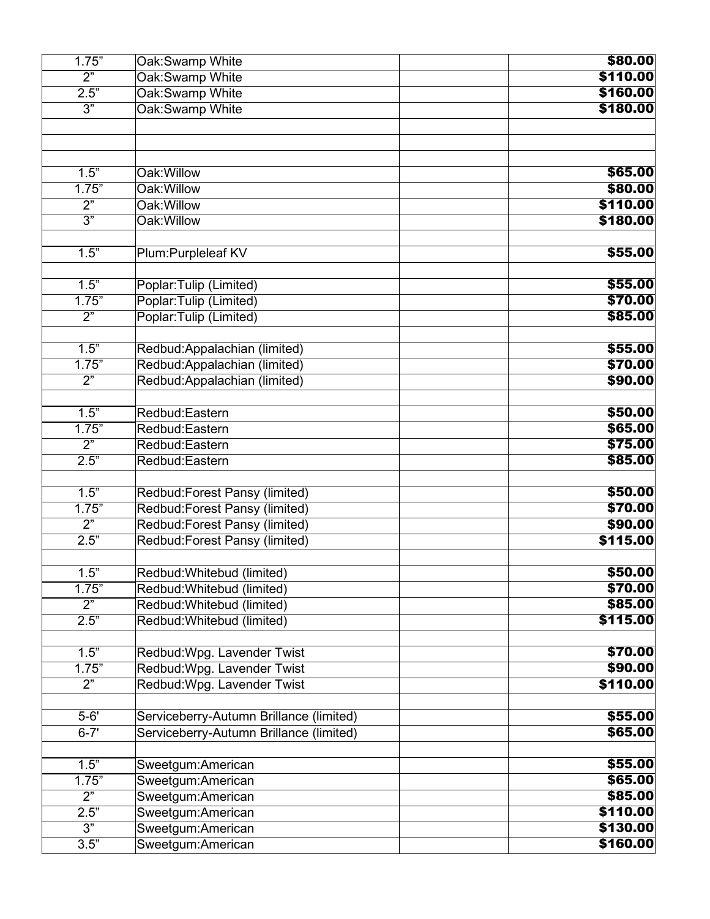| | | | |
|---|---|---|---|
| 1.75” | Oak:Swamp White | | **$80.00** |
| 2” | Oak:Swamp White | | **$110.00** |
| 2.5” | Oak:Swamp White | | **$160.00** |
| 3” | Oak:Swamp White | | **$180.00** |
| | | | |
| | | | |
| | | | |
| 1.5” | Oak:Willow | | **$65.00** |
| 1.75” | Oak:Willow | | **$80.00** |
| 2” | Oak:Willow | | **$110.00** |
| 3” | Oak:Willow | | **$180.00** |
| | | | |
| 1.5” | Plum:Purpleleaf KV | | **$55.00** |
| | | | |
| 1.5” | Poplar:Tulip (Limited) | | **$55.00** |
| 1.75” | Poplar:Tulip (Limited) | | **$70.00** |
| 2” | Poplar:Tulip (Limited) | | **$85.00** |
| | | | |
| 1.5” | Redbud:Appalachian (limited) | | **$55.00** |
| 1.75” | Redbud:Appalachian (limited) | | **$70.00** |
| 2” | Redbud:Appalachian (limited) | | **$90.00** |
| | | | |
| 1.5” | Redbud:Eastern | | **$50.00** |
| 1.75” | Redbud:Eastern | | **$65.00** |
| 2” | Redbud:Eastern | | **$75.00** |
| 2.5” | Redbud:Eastern | | **$85.00** |
| | | | |
| 1.5” | Redbud:Forest Pansy (limited) | | **$50.00** |
| 1.75” | Redbud:Forest Pansy (limited) | | **$70.00** |
| 2” | Redbud:Forest Pansy (limited) | | **$90.00** |
| 2.5” | Redbud:Forest Pansy (limited) | | **$115.00** |
| | | | |
| 1.5” | Redbud:Whitebud (limited) | | **$50.00** |
| 1.75” | Redbud:Whitebud (limited) | | **$70.00** |
| 2” | Redbud:Whitebud (limited) | | **$85.00** |
| 2.5” | Redbud:Whitebud (limited) | | **$115.00** |
| | | | |
| 1.5” | Redbud:Wpg. Lavender Twist | | **$70.00** |
| 1.75” | Redbud:Wpg. Lavender Twist | | **$90.00** |
| 2” | Redbud:Wpg. Lavender Twist | | **$110.00** |
| | | | |
| 5-6' | Serviceberry-Autumn Brillance (limited) | | **$55.00** |
| 6-7' | Serviceberry-Autumn Brillance (limited) | | **$65.00** |
| | | | |
| 1.5” | Sweetgum:American | | **$55.00** |
| 1.75” | Sweetgum:American | | **$65.00** |
| 2” | Sweetgum:American | | **$85.00** |
| 2.5” | Sweetgum:American | | **$110.00** |
| 3” | Sweetgum:American | | **$130.00** |
| 3.5” | Sweetgum:American | | **$160.00** |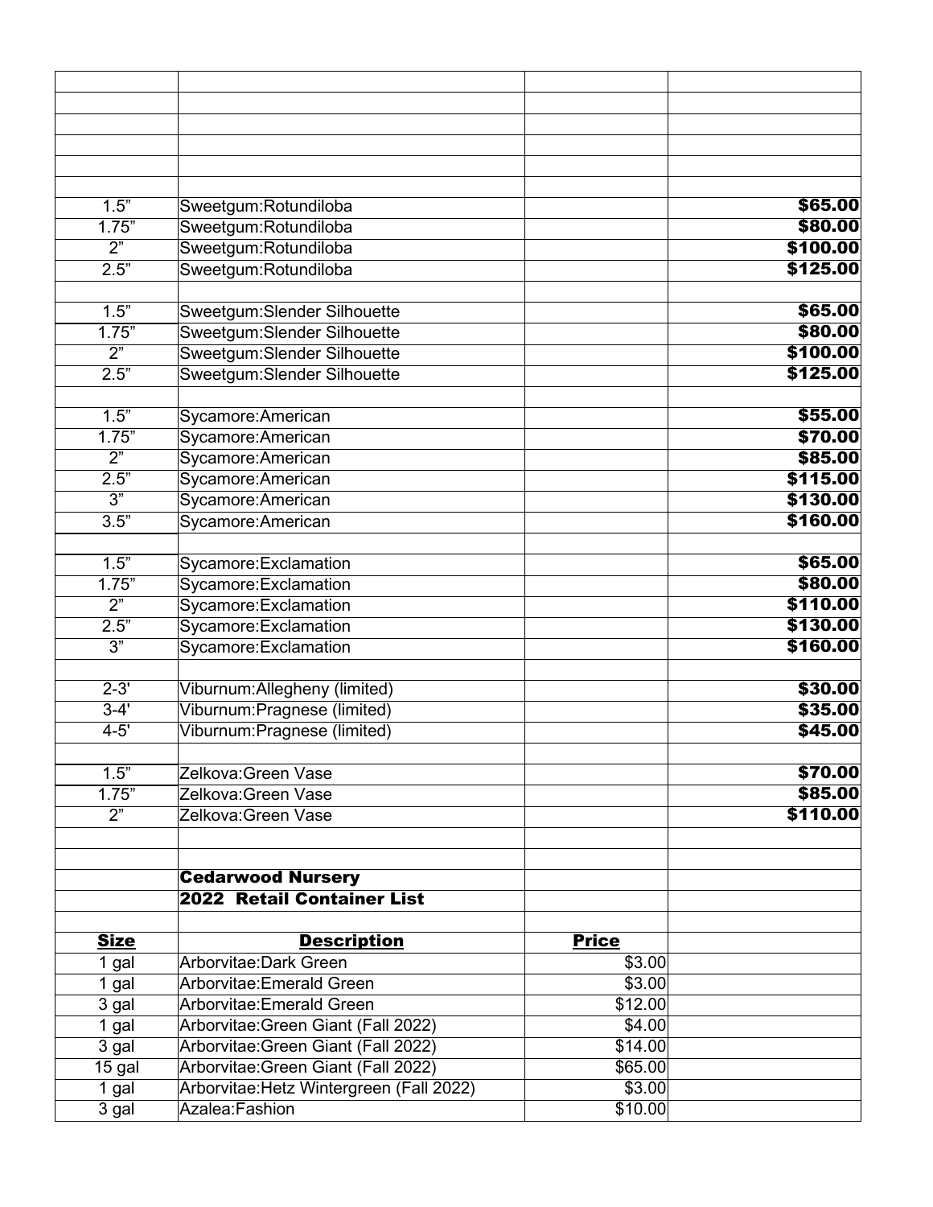| | | | |
|---|---|---|---|
| 1.5” | Sweetgum:Rotundiloba | | **$65.00** |
| 1.75” | Sweetgum:Rotundiloba | | **$80.00** |
| 2” | Sweetgum:Rotundiloba | | **$100.00** |
| 2.5” | Sweetgum:Rotundiloba | | **$125.00** |
| | | | |
| 1.5” | Sweetgum:Slender Silhouette | | **$65.00** |
| 1.75” | Sweetgum:Slender Silhouette | | **$80.00** |
| 2” | Sweetgum:Slender Silhouette | | **$100.00** |
| 2.5” | Sweetgum:Slender Silhouette | | **$125.00** |
| | | | |
| 1.5” | Sycamore:American | | **$55.00** |
| 1.75” | Sycamore:American | | **$70.00** |
| 2” | Sycamore:American | | **$85.00** |
| 2.5” | Sycamore:American | | **$115.00** |
| 3” | Sycamore:American | | **$130.00** |
| 3.5” | Sycamore:American | | **$160.00** |
| | | | |
| 1.5” | Sycamore:Exclamation | | **$65.00** |
| 1.75” | Sycamore:Exclamation | | **$80.00** |
| 2” | Sycamore:Exclamation | | **$110.00** |
| 2.5” | Sycamore:Exclamation | | **$130.00** |
| 3” | Sycamore:Exclamation | | **$160.00** |
| | | | |
| 2-3' | Viburnum:Allegheny (limited) | | **$30.00** |
| 3-4' | Viburnum:Pragnese (limited) | | **$35.00** |
| 4-5' | Viburnum:Pragnese (limited) | | **$45.00** |
| | | | |
| 1.5” | Zelkova:Green Vase | | **$70.00** |
| 1.75” | Zelkova:Green Vase | | **$85.00** |
| 2” | Zelkova:Green Vase | | **$110.00** |

**Cedarwood Nursery**

**2022 Retail Container List**

| **Size** | **Description** | **Price** | |
|---|---|---|---|
| 1 gal | Arborvitae:Dark Green | $3.00 | |
| 1 gal | Arborvitae:Emerald Green | $3.00 | |
| 3 gal | Arborvitae:Emerald Green | $12.00 | |
| 1 gal | Arborvitae:Green Giant (Fall 2022) | $4.00 | |
| 3 gal | Arborvitae:Green Giant (Fall 2022) | $14.00 | |
| 15 gal | Arborvitae:Green Giant (Fall 2022) | $65.00 | |
| 1 gal | Arborvitae:Hetz Wintergreen (Fall 2022) | $3.00 | |
| 3 gal | Azalea:Fashion | $10.00 | |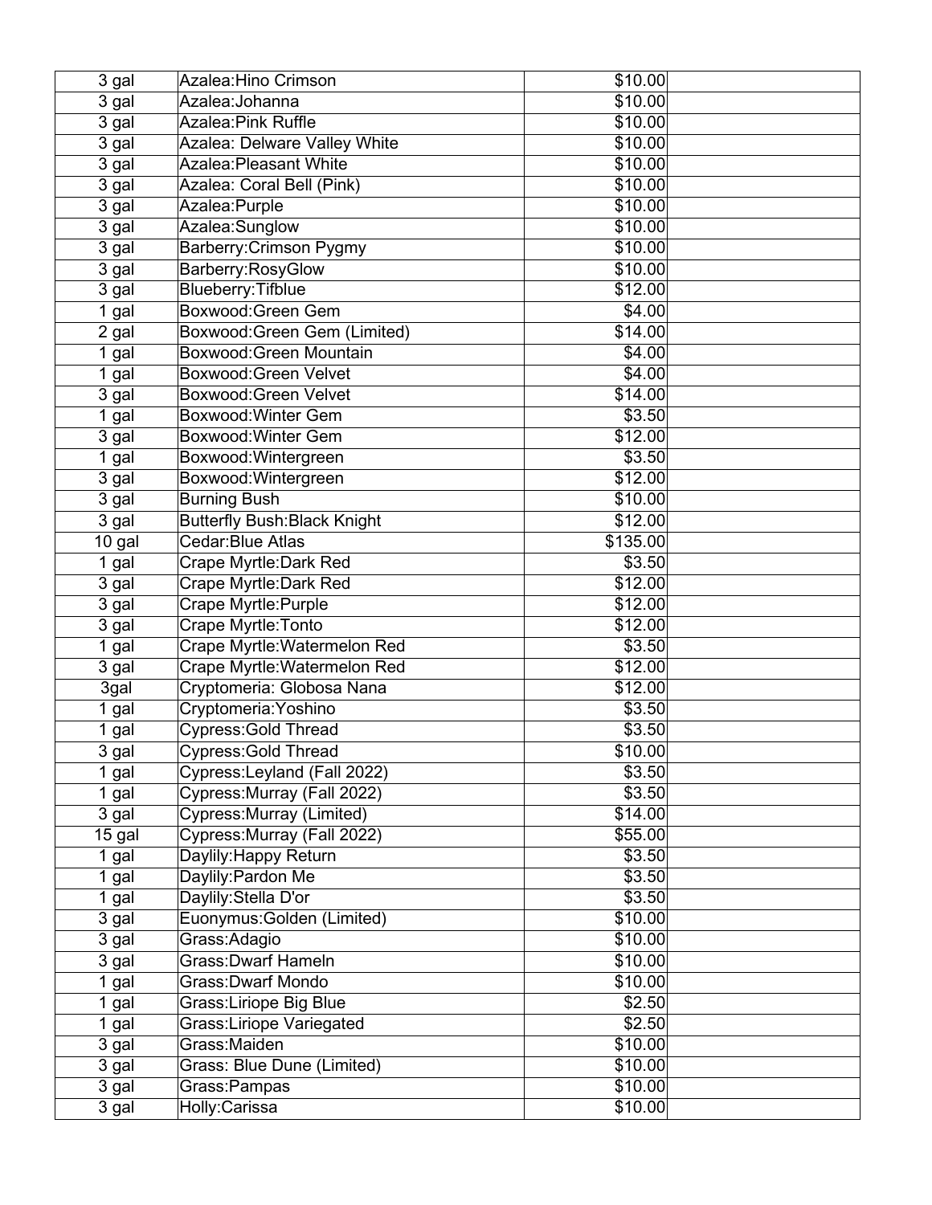| | | | |
|---|---|---|---|
| 3 gal | Azalea:Hino Crimson | $10.00 | |
| 3 gal | Azalea:Johanna | $10.00 | |
| 3 gal | Azalea:Pink Ruffle | $10.00 | |
| 3 gal | Azalea: Delware Valley White | $10.00 | |
| 3 gal | Azalea:Pleasant White | $10.00 | |
| 3 gal | Azalea: Coral Bell (Pink) | $10.00 | |
| 3 gal | Azalea:Purple | $10.00 | |
| 3 gal | Azalea:Sunglow | $10.00 | |
| 3 gal | Barberry:Crimson Pygmy | $10.00 | |
| 3 gal | Barberry:RosyGlow | $10.00 | |
| 3 gal | Blueberry:Tifblue | $12.00 | |
| 1 gal | Boxwood:Green Gem | $4.00 | |
| 2 gal | Boxwood:Green Gem (Limited) | $14.00 | |
| 1 gal | Boxwood:Green Mountain | $4.00 | |
| 1 gal | Boxwood:Green Velvet | $4.00 | |
| 3 gal | Boxwood:Green Velvet | $14.00 | |
| 1 gal | Boxwood:Winter Gem | $3.50 | |
| 3 gal | Boxwood:Winter Gem | $12.00 | |
| 1 gal | Boxwood:Wintergreen | $3.50 | |
| 3 gal | Boxwood:Wintergreen | $12.00 | |
| 3 gal | Burning Bush | $10.00 | |
| 3 gal | Butterfly Bush:Black Knight | $12.00 | |
| 10 gal | Cedar:Blue Atlas | $135.00 | |
| 1 gal | Crape Myrtle:Dark Red | $3.50 | |
| 3 gal | Crape Myrtle:Dark Red | $12.00 | |
| 3 gal | Crape Myrtle:Purple | $12.00 | |
| 3 gal | Crape Myrtle:Tonto | $12.00 | |
| 1 gal | Crape Myrtle:Watermelon Red | $3.50 | |
| 3 gal | Crape Myrtle:Watermelon Red | $12.00 | |
| 3gal | Cryptomeria: Globosa Nana | $12.00 | |
| 1 gal | Cryptomeria:Yoshino | $3.50 | |
| 1 gal | Cypress:Gold Thread | $3.50 | |
| 3 gal | Cypress:Gold Thread | $10.00 | |
| 1 gal | Cypress:Leyland (Fall 2022) | $3.50 | |
| 1 gal | Cypress:Murray (Fall 2022) | $3.50 | |
| 3 gal | Cypress:Murray (Limited) | $14.00 | |
| 15 gal | Cypress:Murray (Fall 2022) | $55.00 | |
| 1 gal | Daylily:Happy Return | $3.50 | |
| 1 gal | Daylily:Pardon Me | $3.50 | |
| 1 gal | Daylily:Stella D'or | $3.50 | |
| 3 gal | Euonymus:Golden (Limited) | $10.00 | |
| 3 gal | Grass:Adagio | $10.00 | |
| 3 gal | Grass:Dwarf Hameln | $10.00 | |
| 1 gal | Grass:Dwarf Mondo | $10.00 | |
| 1 gal | Grass:Liriope Big Blue | $2.50 | |
| 1 gal | Grass:Liriope Variegated | $2.50 | |
| 3 gal | Grass:Maiden | $10.00 | |
| 3 gal | Grass: Blue Dune (Limited) | $10.00 | |
| 3 gal | Grass:Pampas | $10.00 | |
| 3 gal | Holly:Carissa | $10.00 | |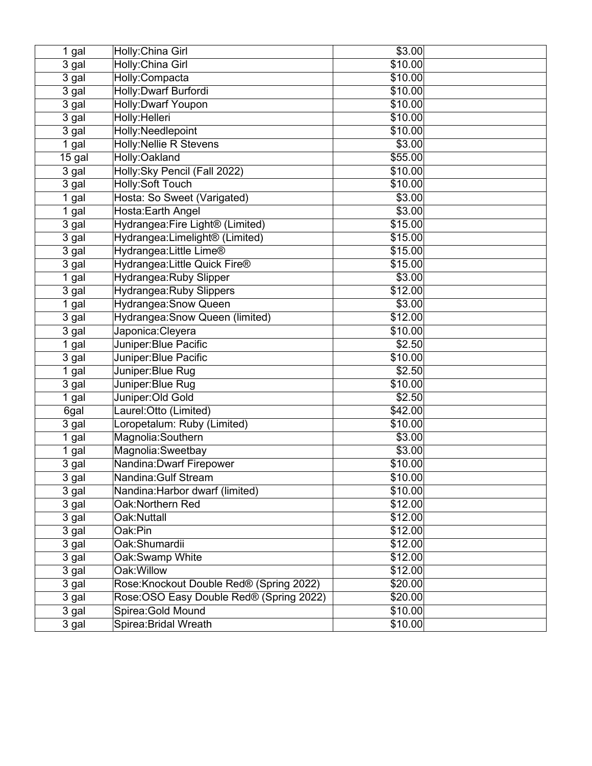| | | | |
|---|---|---|---|
| 1 gal | Holly:China Girl | $3.00 | |
| 3 gal | Holly:China Girl | $10.00 | |
| 3 gal | Holly:Compacta | $10.00 | |
| 3 gal | Holly:Dwarf Burfordi | $10.00 | |
| 3 gal | Holly:Dwarf Youpon | $10.00 | |
| 3 gal | Holly:Helleri | $10.00 | |
| 3 gal | Holly:Needlepoint | $10.00 | |
| 1 gal | Holly:Nellie R Stevens | $3.00 | |
| 15 gal | Holly:Oakland | $55.00 | |
| 3 gal | Holly:Sky Pencil (Fall 2022) | $10.00 | |
| 3 gal | Holly:Soft Touch | $10.00 | |
| 1 gal | Hosta: So Sweet (Varigated) | $3.00 | |
| 1 gal | Hosta:Earth Angel | $3.00 | |
| 3 gal | Hydrangea:Fire Light® (Limited) | $15.00 | |
| 3 gal | Hydrangea:Limelight® (Limited) | $15.00 | |
| 3 gal | Hydrangea:Little Lime® | $15.00 | |
| 3 gal | Hydrangea:Little Quick Fire® | $15.00 | |
| 1 gal | Hydrangea:Ruby Slipper | $3.00 | |
| 3 gal | Hydrangea:Ruby Slippers | $12.00 | |
| 1 gal | Hydrangea:Snow Queen | $3.00 | |
| 3 gal | Hydrangea:Snow Queen (limited) | $12.00 | |
| 3 gal | Japonica:Cleyera | $10.00 | |
| 1 gal | Juniper:Blue Pacific | $2.50 | |
| 3 gal | Juniper:Blue Pacific | $10.00 | |
| 1 gal | Juniper:Blue Rug | $2.50 | |
| 3 gal | Juniper:Blue Rug | $10.00 | |
| 1 gal | Juniper:Old Gold | $2.50 | |
| 6gal | Laurel:Otto (Limited) | $42.00 | |
| 3 gal | Loropetalum: Ruby (Limited) | $10.00 | |
| 1 gal | Magnolia:Southern | $3.00 | |
| 1 gal | Magnolia:Sweetbay | $3.00 | |
| 3 gal | Nandina:Dwarf Firepower | $10.00 | |
| 3 gal | Nandina:Gulf Stream | $10.00 | |
| 3 gal | Nandina:Harbor dwarf (limited) | $10.00 | |
| 3 gal | Oak:Northern Red | $12.00 | |
| 3 gal | Oak:Nuttall | $12.00 | |
| 3 gal | Oak:Pin | $12.00 | |
| 3 gal | Oak:Shumardii | $12.00 | |
| 3 gal | Oak:Swamp White | $12.00 | |
| 3 gal | Oak:Willow | $12.00 | |
| 3 gal | Rose:Knockout Double Red® (Spring 2022) | $20.00 | |
| 3 gal | Rose:OSO Easy Double Red® (Spring 2022) | $20.00 | |
| 3 gal | Spirea:Gold Mound | $10.00 | |
| 3 gal | Spirea:Bridal Wreath | $10.00 | |